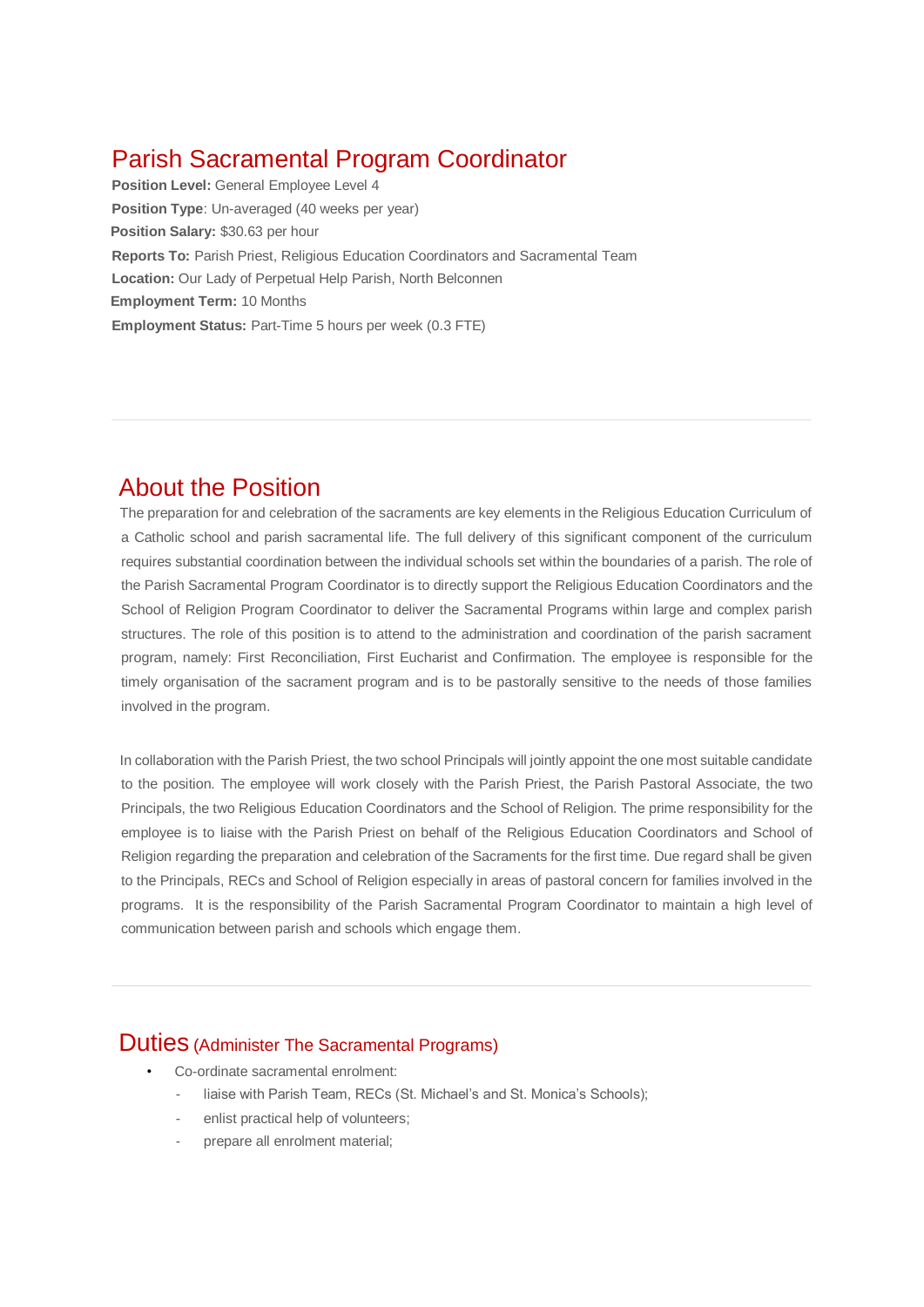# Parish Sacramental Program Coordinator

**Position Level:** General Employee Level 4

**Position Type**: Un-averaged (40 weeks per year)

**Position Salary:** $30.63 per hour

**Reports To:** Parish Priest, Religious Education Coordinators and Sacramental Team

**Location:** Our Lady of Perpetual Help Parish, North Belconnen

**Employment Term:** 10 Months

**Employment Status:** Part-Time 5 hours per week (0.3 FTE)

---

## About the Position

The preparation for and celebration of the sacraments are key elements in the Religious Education Curriculum of a Catholic school and parish sacramental life. The full delivery of this significant component of the curriculum requires substantial coordination between the individual schools set within the boundaries of a parish. The role of the Parish Sacramental Program Coordinator is to directly support the Religious Education Coordinators and the School of Religion Program Coordinator to deliver the Sacramental Programs within large and complex parish structures. The role of this position is to attend to the administration and coordination of the parish sacrament program, namely: First Reconciliation, First Eucharist and Confirmation. The employee is responsible for the timely organisation of the sacrament program and is to be pastorally sensitive to the needs of those families involved in the program.

In collaboration with the Parish Priest, the two school Principals will jointly appoint the one most suitable candidate to the position. The employee will work closely with the Parish Priest, the Parish Pastoral Associate, the two Principals, the two Religious Education Coordinators and the School of Religion. The prime responsibility for the employee is to liaise with the Parish Priest on behalf of the Religious Education Coordinators and School of Religion regarding the preparation and celebration of the Sacraments for the first time. Due regard shall be given to the Principals, RECs and School of Religion especially in areas of pastoral concern for families involved in the programs. It is the responsibility of the Parish Sacramental Program Coordinator to maintain a high level of communication between parish and schools which engage them.

---

## Duties (Administer The Sacramental Programs)

- Co-ordinate sacramental enrolment:
  - liaise with Parish Team, RECs (St. Michael's and St. Monica's Schools);
  - enlist practical help of volunteers;
  - prepare all enrolment material;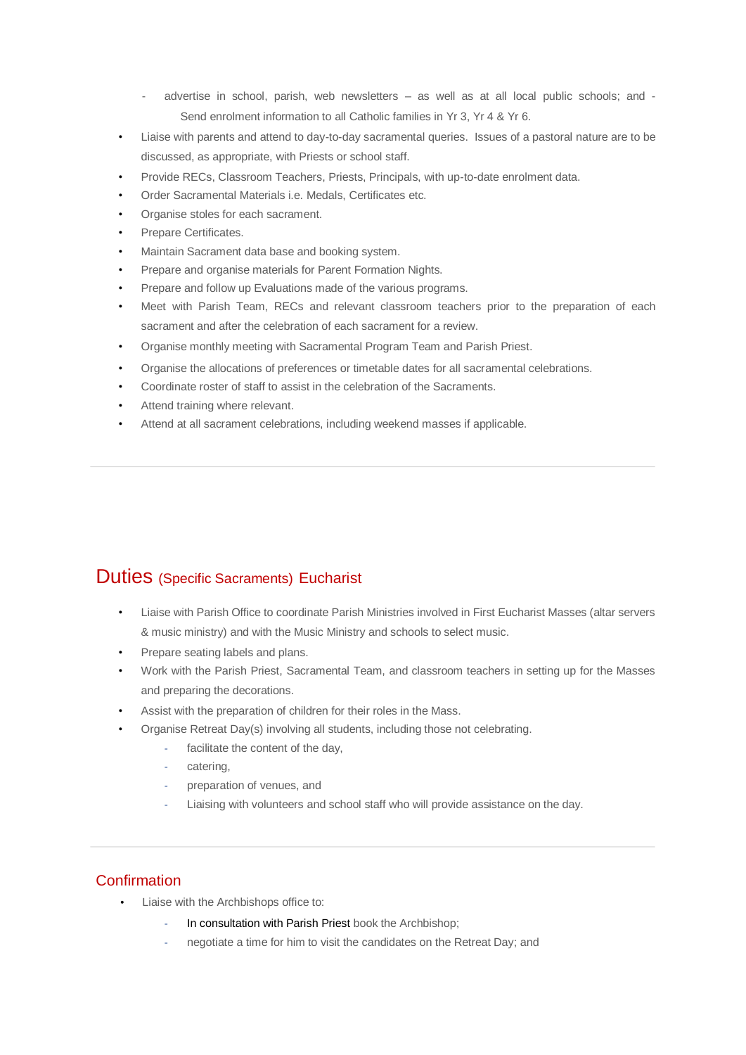- advertise in school, parish, web newsletters – as well as at all local public schools; and - Send enrolment information to all Catholic families in Yr 3, Yr 4 & Yr 6.

- Liaise with parents and attend to day-to-day sacramental queries. Issues of a pastoral nature are to be discussed, as appropriate, with Priests or school staff.
- Provide RECs, Classroom Teachers, Priests, Principals, with up-to-date enrolment data.
- Order Sacramental Materials i.e. Medals, Certificates etc.
- Organise stoles for each sacrament.
- Prepare Certificates.
- Maintain Sacrament data base and booking system.
- Prepare and organise materials for Parent Formation Nights.
- Prepare and follow up Evaluations made of the various programs.
- Meet with Parish Team, RECs and relevant classroom teachers prior to the preparation of each sacrament and after the celebration of each sacrament for a review.
- Organise monthly meeting with Sacramental Program Team and Parish Priest.
- Organise the allocations of preferences or timetable dates for all sacramental celebrations.
- Coordinate roster of staff to assist in the celebration of the Sacraments.
- Attend training where relevant.
- Attend at all sacrament celebrations, including weekend masses if applicable.

---

## Duties (Specific Sacraments) Eucharist

- Liaise with Parish Office to coordinate Parish Ministries involved in First Eucharist Masses (altar servers & music ministry) and with the Music Ministry and schools to select music.
- Prepare seating labels and plans.
- Work with the Parish Priest, Sacramental Team, and classroom teachers in setting up for the Masses and preparing the decorations.
- Assist with the preparation of children for their roles in the Mass.
- Organise Retreat Day(s) involving all students, including those not celebrating.
  - facilitate the content of the day,
  - catering,
  - preparation of venues, and
  - Liaising with volunteers and school staff who will provide assistance on the day.

---

## Confirmation

- Liaise with the Archbishops office to:
  - In consultation with Parish Priest book the Archbishop;
  - negotiate a time for him to visit the candidates on the Retreat Day; and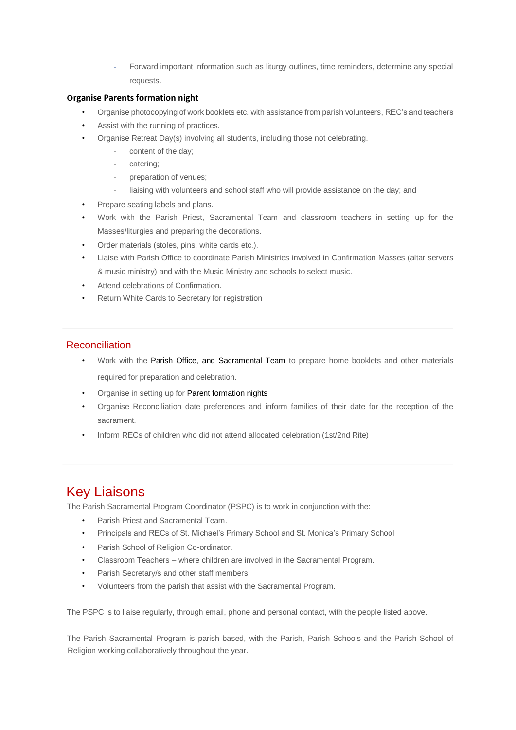- Forward important information such as liturgy outlines, time reminders, determine any special requests.

**Organise Parents formation night**

- Organise photocopying of work booklets etc. with assistance from parish volunteers, REC's and teachers
- Assist with the running of practices.
- Organise Retreat Day(s) involving all students, including those not celebrating.
  - content of the day;
  - catering;
  - preparation of venues;
  - liaising with volunteers and school staff who will provide assistance on the day; and
- Prepare seating labels and plans.
- Work with the Parish Priest, Sacramental Team and classroom teachers in setting up for the Masses/liturgies and preparing the decorations.
- Order materials (stoles, pins, white cards etc.).
- Liaise with Parish Office to coordinate Parish Ministries involved in Confirmation Masses (altar servers & music ministry) and with the Music Ministry and schools to select music.
- Attend celebrations of Confirmation.
- Return White Cards to Secretary for registration

---

## Reconciliation

- Work with the Parish Office, and Sacramental Team to prepare home booklets and other materials required for preparation and celebration.
- Organise in setting up for Parent formation nights
- Organise Reconciliation date preferences and inform families of their date for the reception of the sacrament.
- Inform RECs of children who did not attend allocated celebration (1st/2nd Rite)

---

# Key Liaisons

The Parish Sacramental Program Coordinator (PSPC) is to work in conjunction with the:

- Parish Priest and Sacramental Team.
- Principals and RECs of St. Michael's Primary School and St. Monica's Primary School
- Parish School of Religion Co-ordinator.
- Classroom Teachers – where children are involved in the Sacramental Program.
- Parish Secretary/s and other staff members.
- Volunteers from the parish that assist with the Sacramental Program.

The PSPC is to liaise regularly, through email, phone and personal contact, with the people listed above.

The Parish Sacramental Program is parish based, with the Parish, Parish Schools and the Parish School of Religion working collaboratively throughout the year.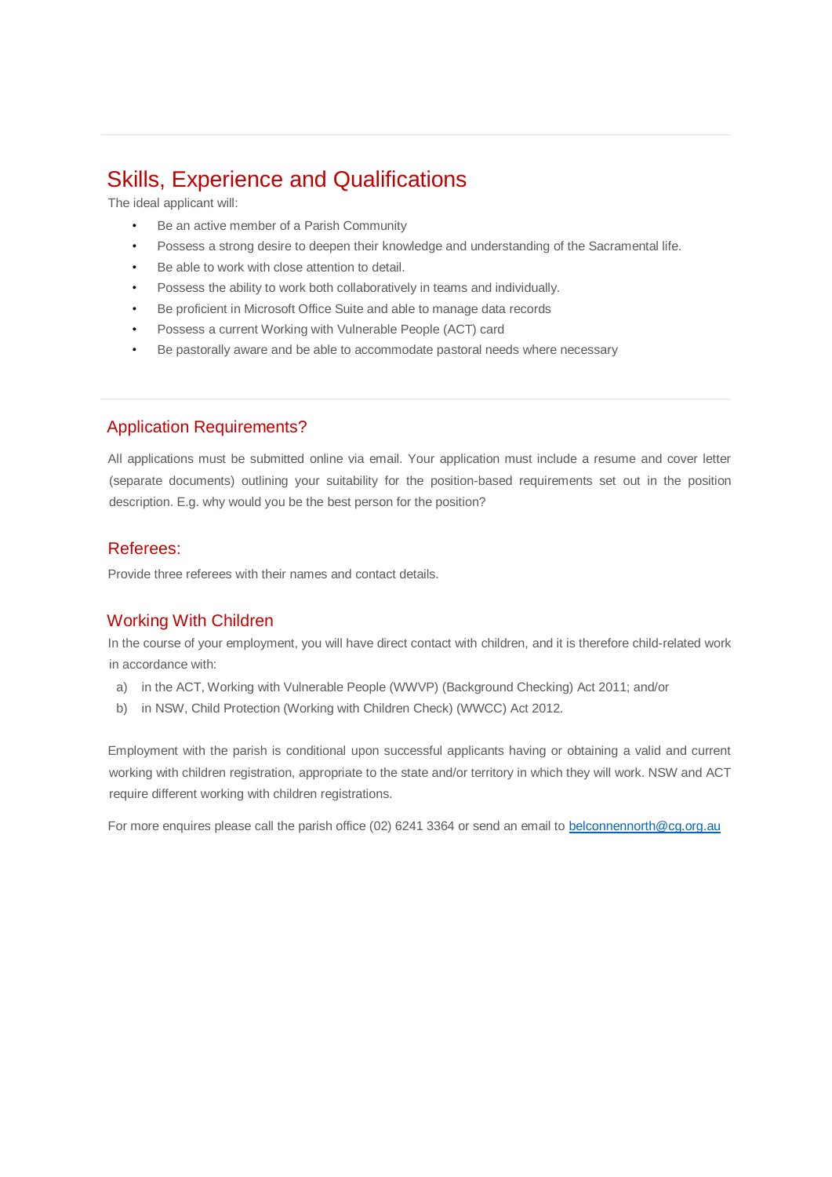## Skills, Experience and Qualifications

The ideal applicant will:

- Be an active member of a Parish Community
- Possess a strong desire to deepen their knowledge and understanding of the Sacramental life.
- Be able to work with close attention to detail.
- Possess the ability to work both collaboratively in teams and individually.
- Be proficient in Microsoft Office Suite and able to manage data records
- Possess a current Working with Vulnerable People (ACT) card
- Be pastorally aware and be able to accommodate pastoral needs where necessary

### Application Requirements?

All applications must be submitted online via email. Your application must include a resume and cover letter (separate documents) outlining your suitability for the position-based requirements set out in the position description. E.g. why would you be the best person for the position?

### Referees:

Provide three referees with their names and contact details.

### Working With Children

In the course of your employment, you will have direct contact with children, and it is therefore child-related work in accordance with:

a) in the ACT, Working with Vulnerable People (WWVP) (Background Checking) Act 2011; and/or
b) in NSW, Child Protection (Working with Children Check) (WWCC) Act 2012.

Employment with the parish is conditional upon successful applicants having or obtaining a valid and current working with children registration, appropriate to the state and/or territory in which they will work. NSW and ACT require different working with children registrations.

For more enquires please call the parish office (02) 6241 3364 or send an email to belconnennorth@cg.org.au